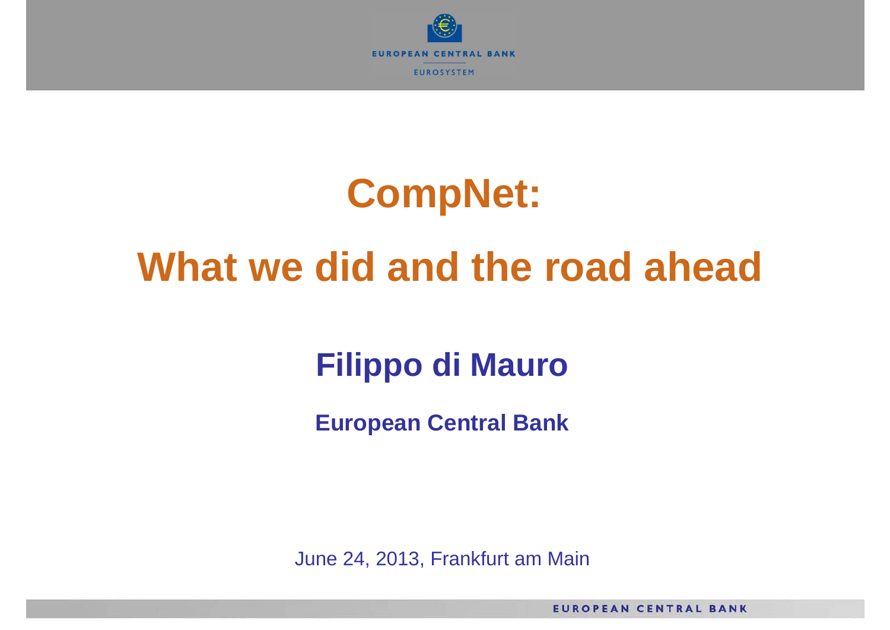# CompNet:

# What we did and the road ahead

**Filippo di Mauro**

**European Central Bank**

June 24, 2013, Frankfurt am Main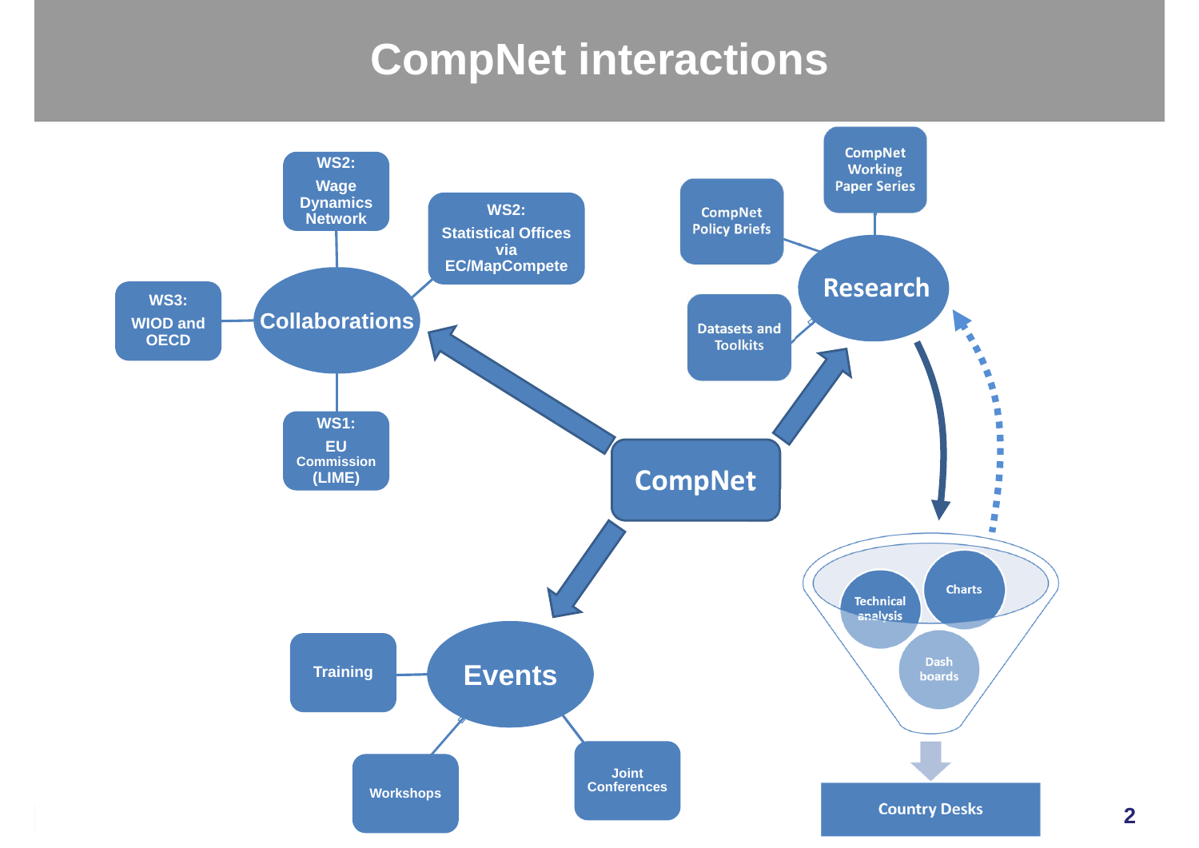# CompNet interactions

CompNet

Collaborations

WS2: Wage Dynamics Network

WS2: Statistical Offices via EC/MapCompete

WS3: WIOD and OECD

WS1: EU Commission (LIME)

Research

CompNet Working Paper Series

CompNet Policy Briefs

Datasets and Toolkits

Technical analysis

Charts

Dash boards

Country Desks

Events

Training

Workshops

Joint Conferences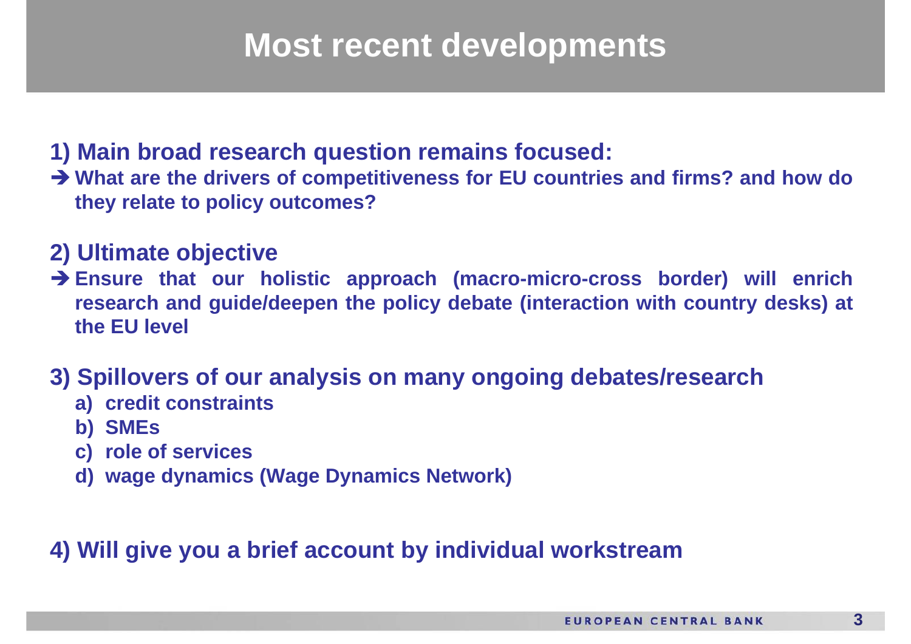# Most recent developments

## 1) Main broad research question remains focused:

➔ **What are the drivers of competitiveness for EU countries and firms? and how do they relate to policy outcomes?**

## 2) Ultimate objective

➔ **Ensure that our holistic approach (macro-micro-cross border) will enrich research and guide/deepen the policy debate (interaction with country desks) at the EU level**

## 3) Spillovers of our analysis on many ongoing debates/research

- **a) credit constraints**
- **b) SMEs**
- **c) role of services**
- **d) wage dynamics (Wage Dynamics Network)**

## 4) Will give you a brief account by individual workstream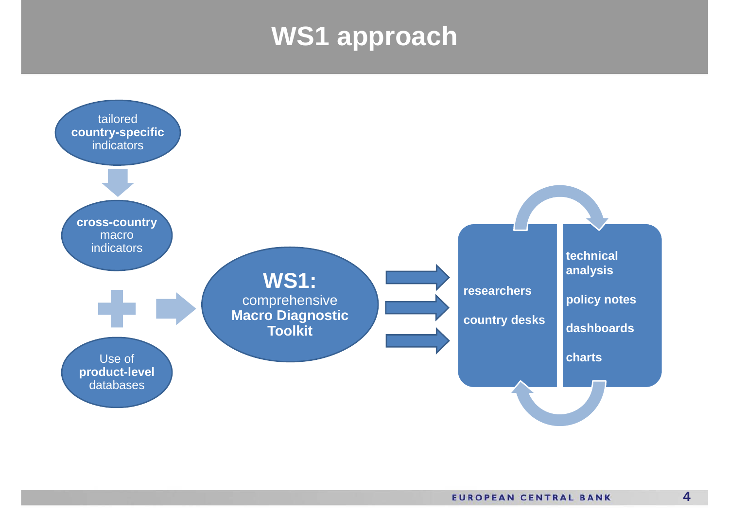# WS1 approach

tailored **country-specific** indicators

**cross-country** macro indicators

Use of **product-level** databases

**WS1:** comprehensive **Macro Diagnostic Toolkit**

**researchers**

**country desks**

**technical analysis**

**policy notes**

**dashboards**

**charts**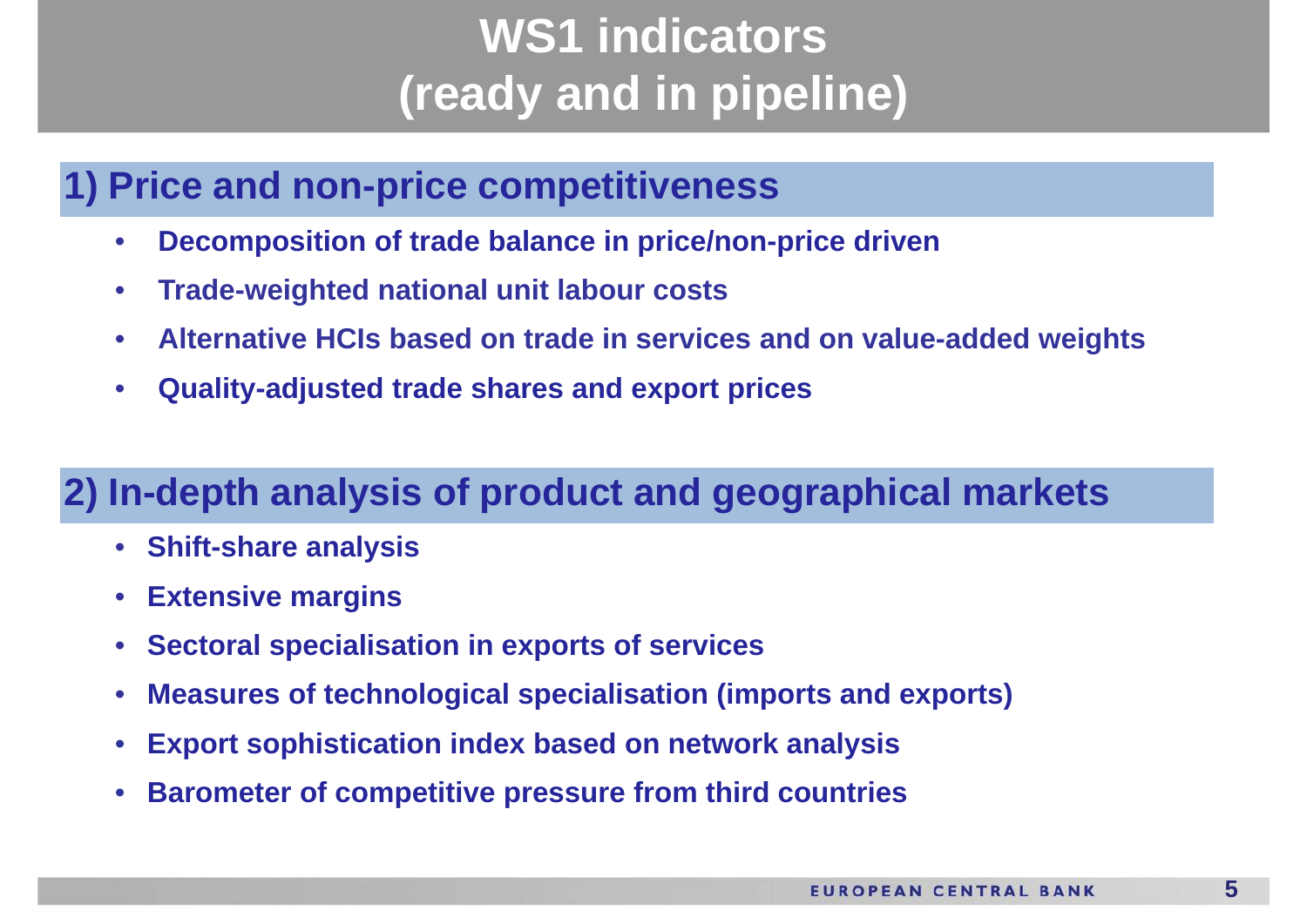# WS1 indicators (ready and in pipeline)

## 1) Price and non-price competitiveness

- **Decomposition of trade balance in price/non-price driven**
- **Trade-weighted national unit labour costs**
- **Alternative HCIs based on trade in services and on value-added weights**
- **Quality-adjusted trade shares and export prices**

## 2) In-depth analysis of product and geographical markets

- **Shift-share analysis**
- **Extensive margins**
- **Sectoral specialisation in exports of services**
- **Measures of technological specialisation (imports and exports)**
- **Export sophistication index based on network analysis**
- **Barometer of competitive pressure from third countries**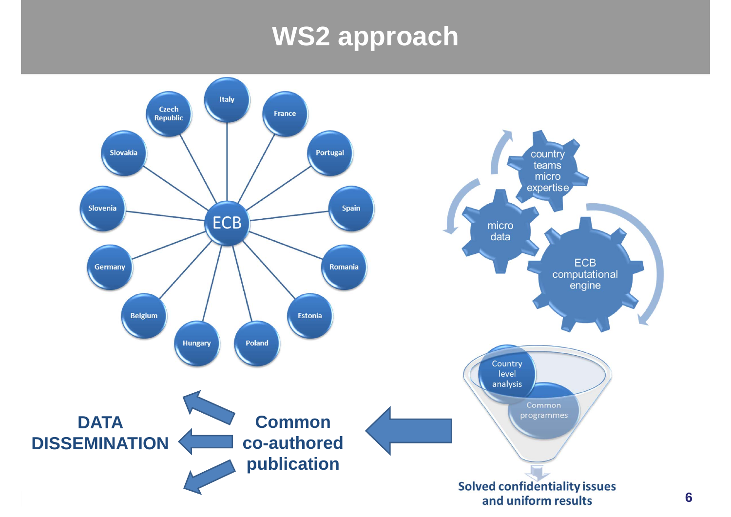# WS2 approach

ECB

Italy
France
Portugal
Spain
Romania
Estonia
Poland
Hungary
Belgium
Germany
Slovenia
Slovakia
Czech Republic

country teams micro expertise

micro data

ECB computational engine

Country level analysis

Common programmes

Solved confidentiality issues and uniform results

**Common co-authored publication**

**DATA DISSEMINATION**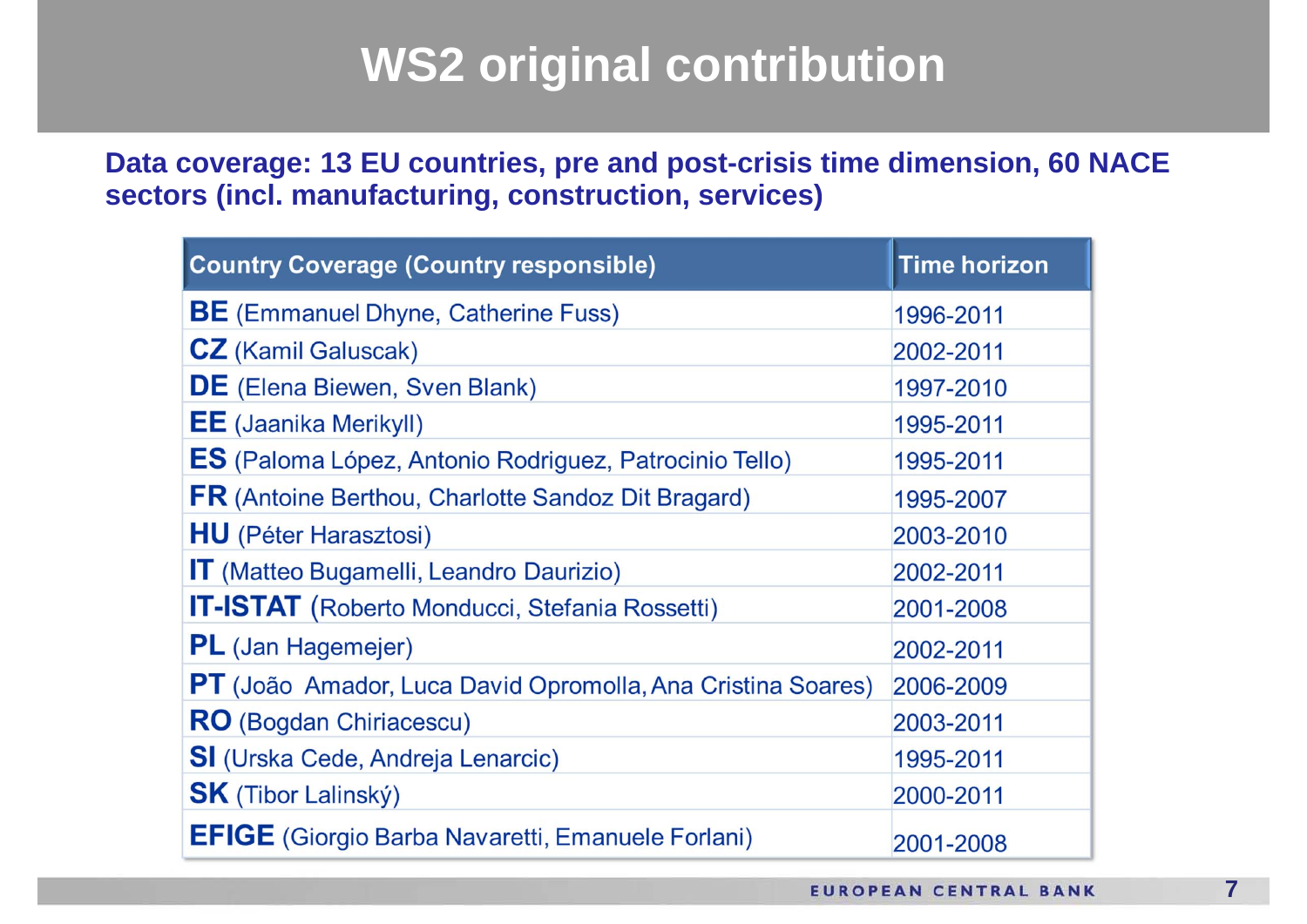# WS2 original contribution

**Data coverage: 13 EU countries, pre and post-crisis time dimension, 60 NACE sectors (incl. manufacturing, construction, services)**

| Country Coverage (Country responsible) | Time horizon |
|---|---|
| **BE** (Emmanuel Dhyne, Catherine Fuss) | 1996-2011 |
| **CZ** (Kamil Galuscak) | 2002-2011 |
| **DE** (Elena Biewen, Sven Blank) | 1997-2010 |
| **EE** (Jaanika Merikyll) | 1995-2011 |
| **ES** (Paloma López, Antonio Rodriguez, Patrocinio Tello) | 1995-2011 |
| **FR** (Antoine Berthou, Charlotte Sandoz Dit Bragard) | 1995-2007 |
| **HU** (Péter Harasztosi) | 2003-2010 |
| **IT** (Matteo Bugamelli, Leandro Daurizio) | 2002-2011 |
| **IT-ISTAT** (Roberto Monducci, Stefania Rossetti) | 2001-2008 |
| **PL** (Jan Hagemejer) | 2002-2011 |
| **PT** (João Amador, Luca David Opromolla, Ana Cristina Soares) | 2006-2009 |
| **RO** (Bogdan Chiriacescu) | 2003-2011 |
| **SI** (Urska Cede, Andreja Lenarcic) | 1995-2011 |
| **SK** (Tibor Lalinský) | 2000-2011 |
| **EFIGE** (Giorgio Barba Navaretti, Emanuele Forlani) | 2001-2008 |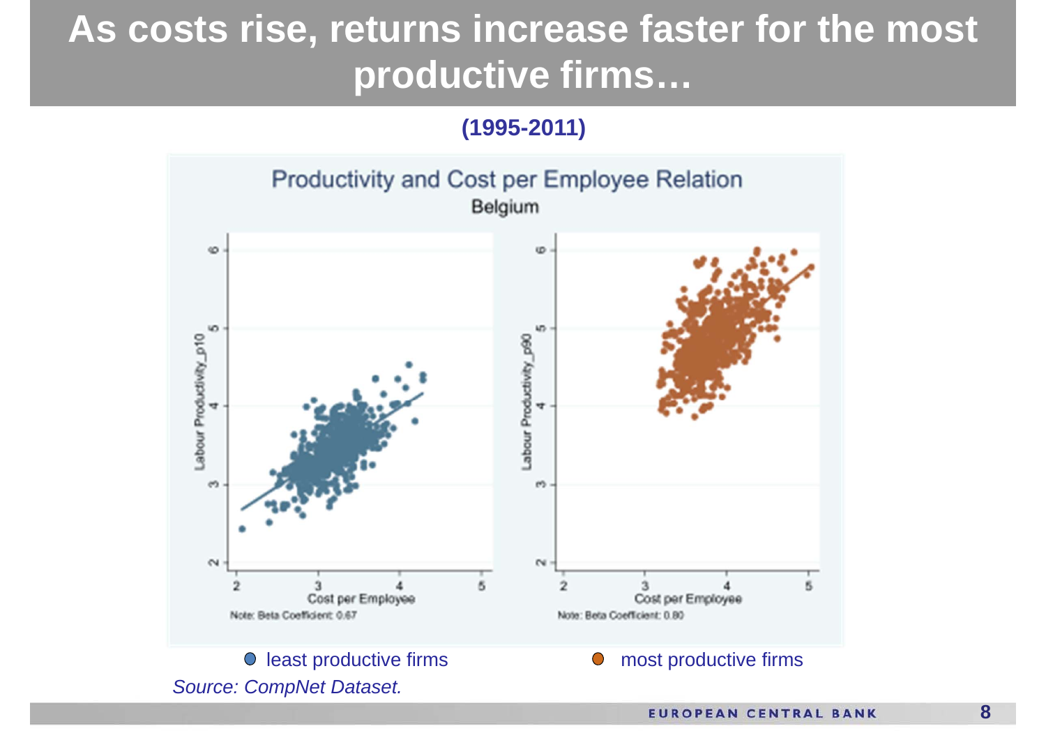# As costs rise, returns increase faster for the most productive firms…

**(1995-2011)**

Productivity and Cost per Employee Relation

Belgium

Labour Productivity_p10

2
3
4
5
6

Cost per Employee

2
3
4
5

Note: Beta Coefficient: 0.67

Labour Productivity_p90

2
3
4
5
6

Cost per Employee

2
3
4
5

Note: Beta Coefficient: 0.80

least productive firms

most productive firms

*Source: CompNet Dataset.*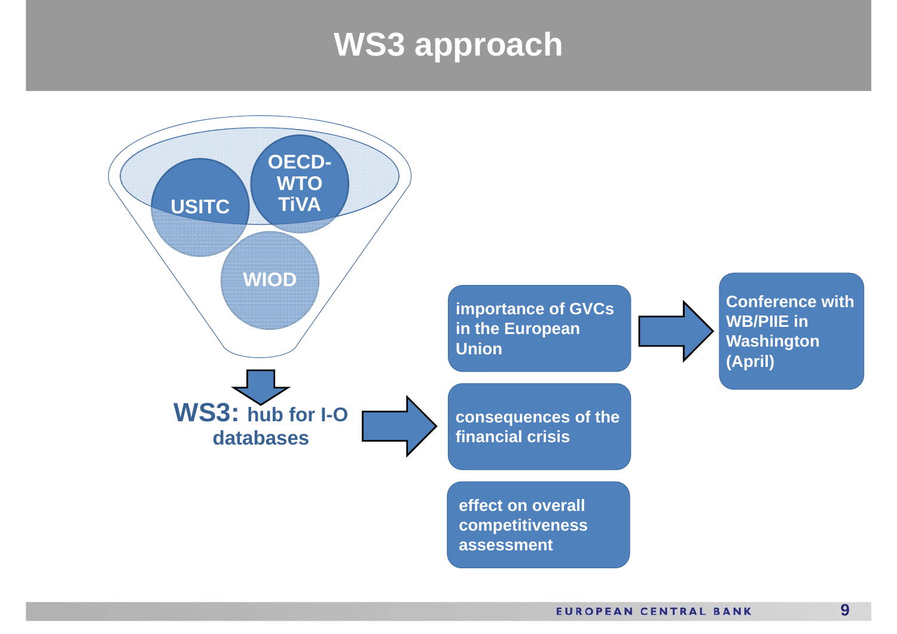# WS3 approach

USITC

OECD-WTO TiVA

WIOD

**WS3: hub for I-O databases**

importance of GVCs in the European Union

consequences of the financial crisis

effect on overall competitiveness assessment

Conference with WB/PIIE in Washington (April)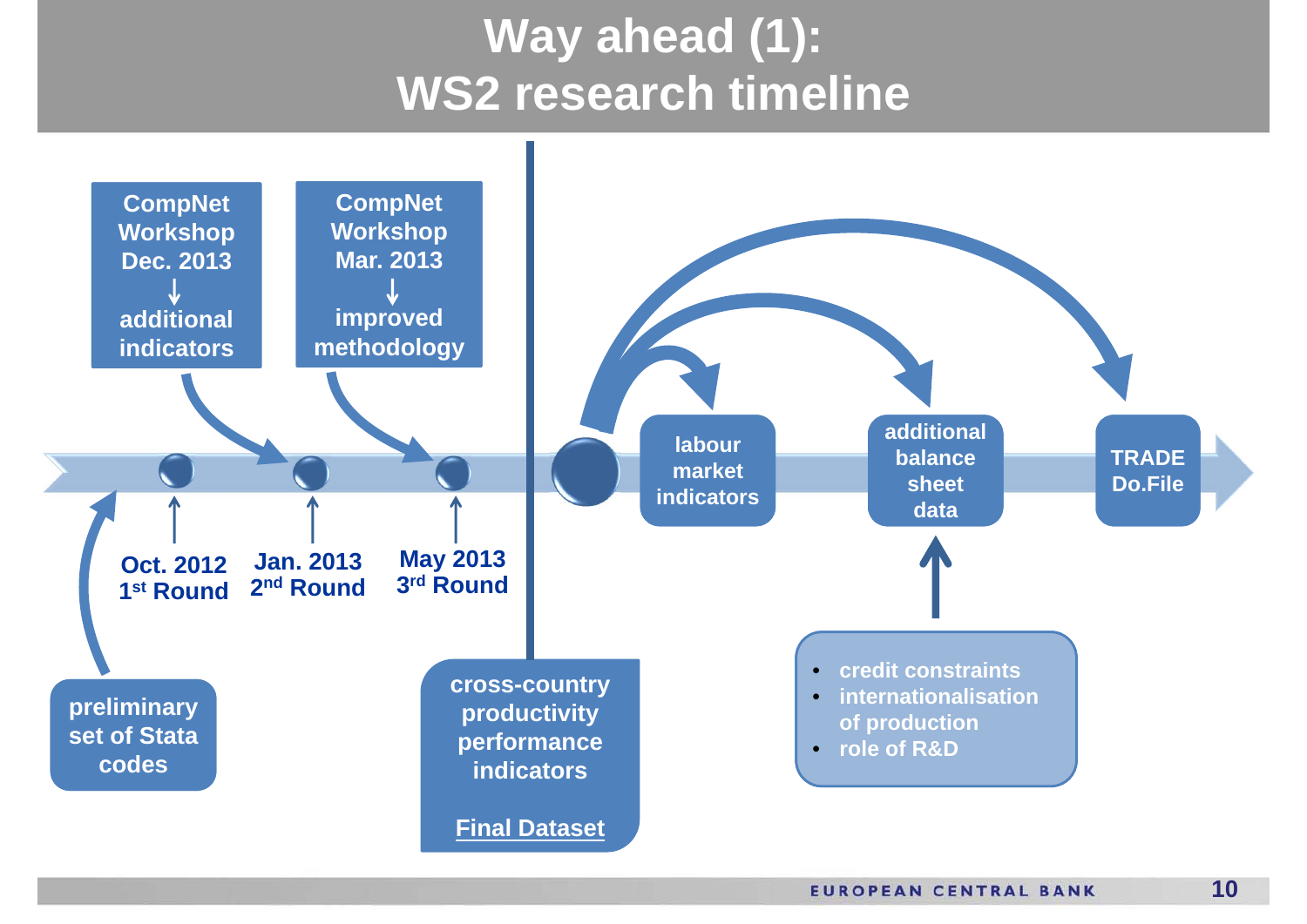# Way ahead (1): WS2 research timeline

CompNet Workshop Dec. 2013 → additional indicators

CompNet Workshop Mar. 2013 → improved methodology

Oct. 2012 1st Round

Jan. 2013 2nd Round

May 2013 3rd Round

preliminary set of Stata codes

cross-country productivity performance indicators

Final Dataset

labour market indicators

additional balance sheet data

TRADE Do.File

- credit constraints
- internationalisation of production
- role of R&D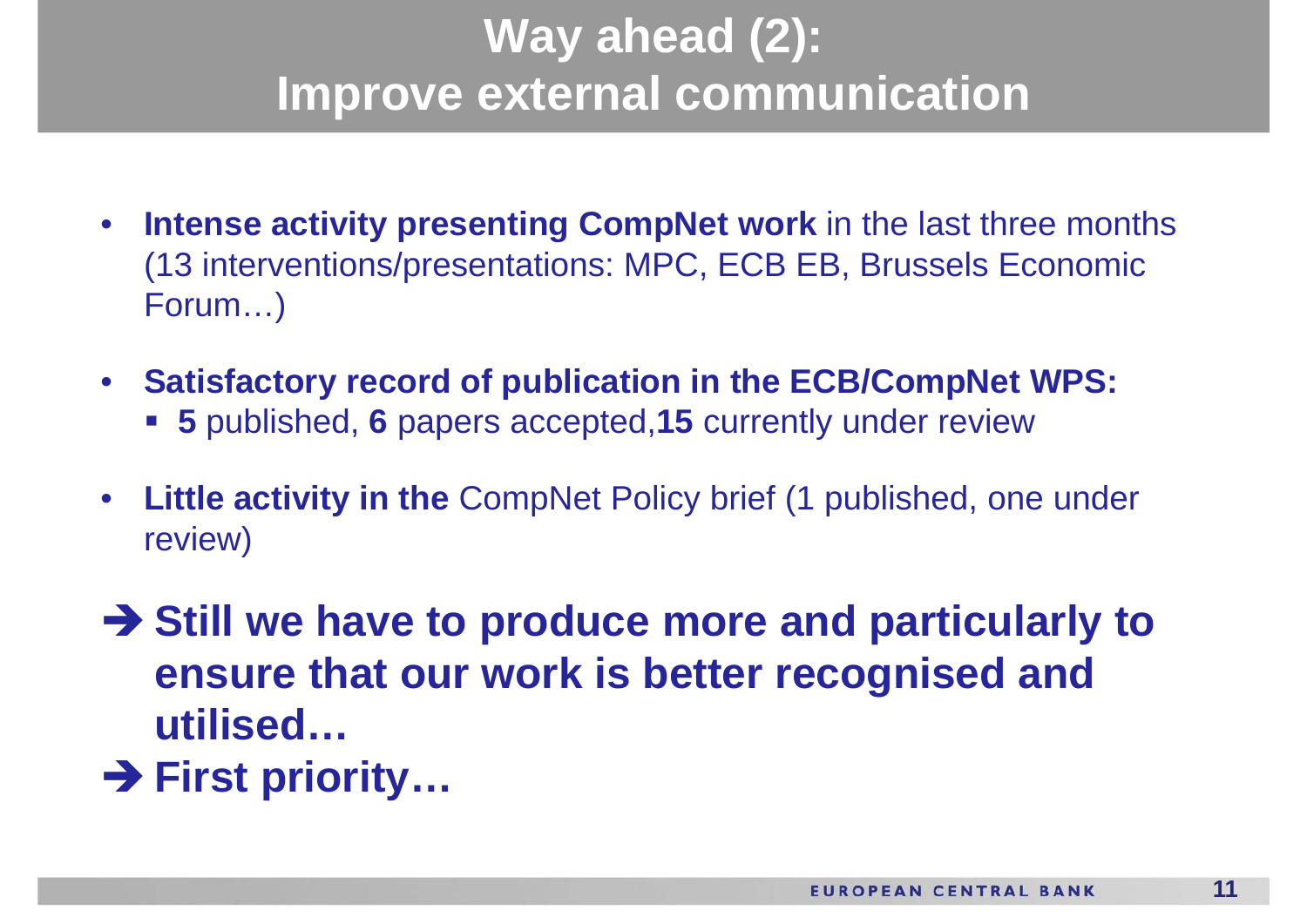# Way ahead (2): Improve external communication

- **Intense activity presenting CompNet work** in the last three months (13 interventions/presentations: MPC, ECB EB, Brussels Economic Forum…)
- **Satisfactory record of publication in the ECB/CompNet WPS:**
  - **5** published, **6** papers accepted,**15** currently under review
- **Little activity in the** CompNet Policy brief (1 published, one under review)

➔ **Still we have to produce more and particularly to ensure that our work is better recognised and utilised…**

➔ **First priority…**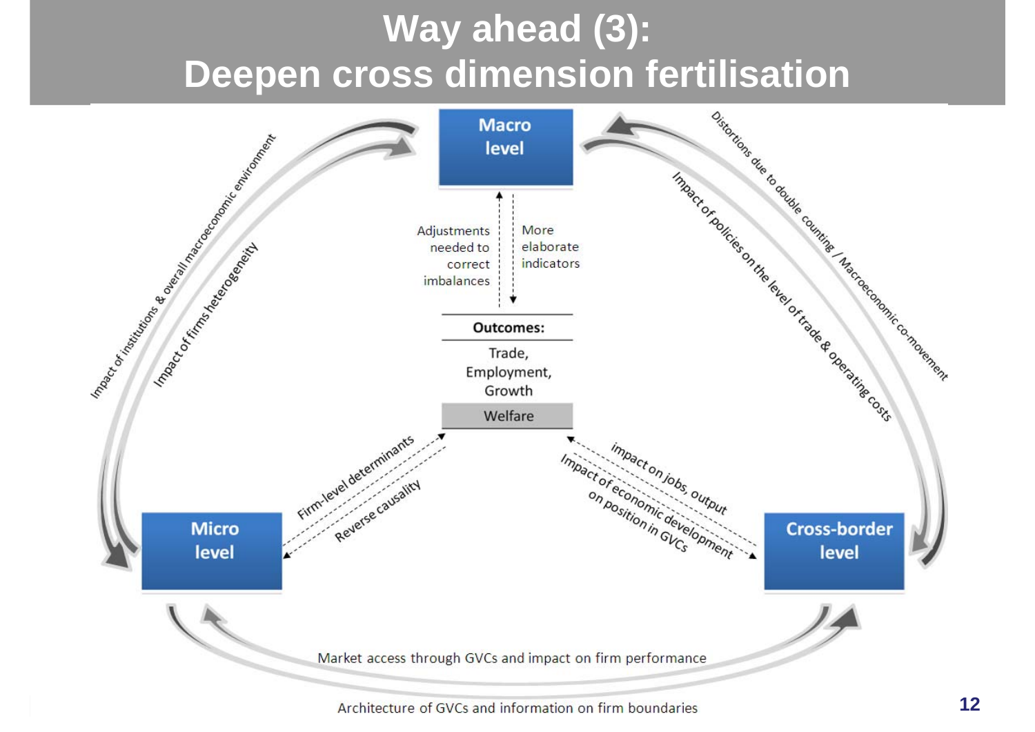# Way ahead (3): Deepen cross dimension fertilisation

Macro level

Adjustments needed to correct imbalances

More elaborate indicators

Outcomes:

Trade, Employment, Growth

Welfare

Impact of institutions & overall macroeconomic environment

Impact of firms heterogeneity

Distortions due to double counting / Macroeconomic co-movement

Impact of policies on the level of trade & operating costs

Firm-level determinants

Reverse causality

impact on jobs, output

Impact of economic development on position in GVCs

Micro level

Cross-border level

Market access through GVCs and impact on firm performance

Architecture of GVCs and information on firm boundaries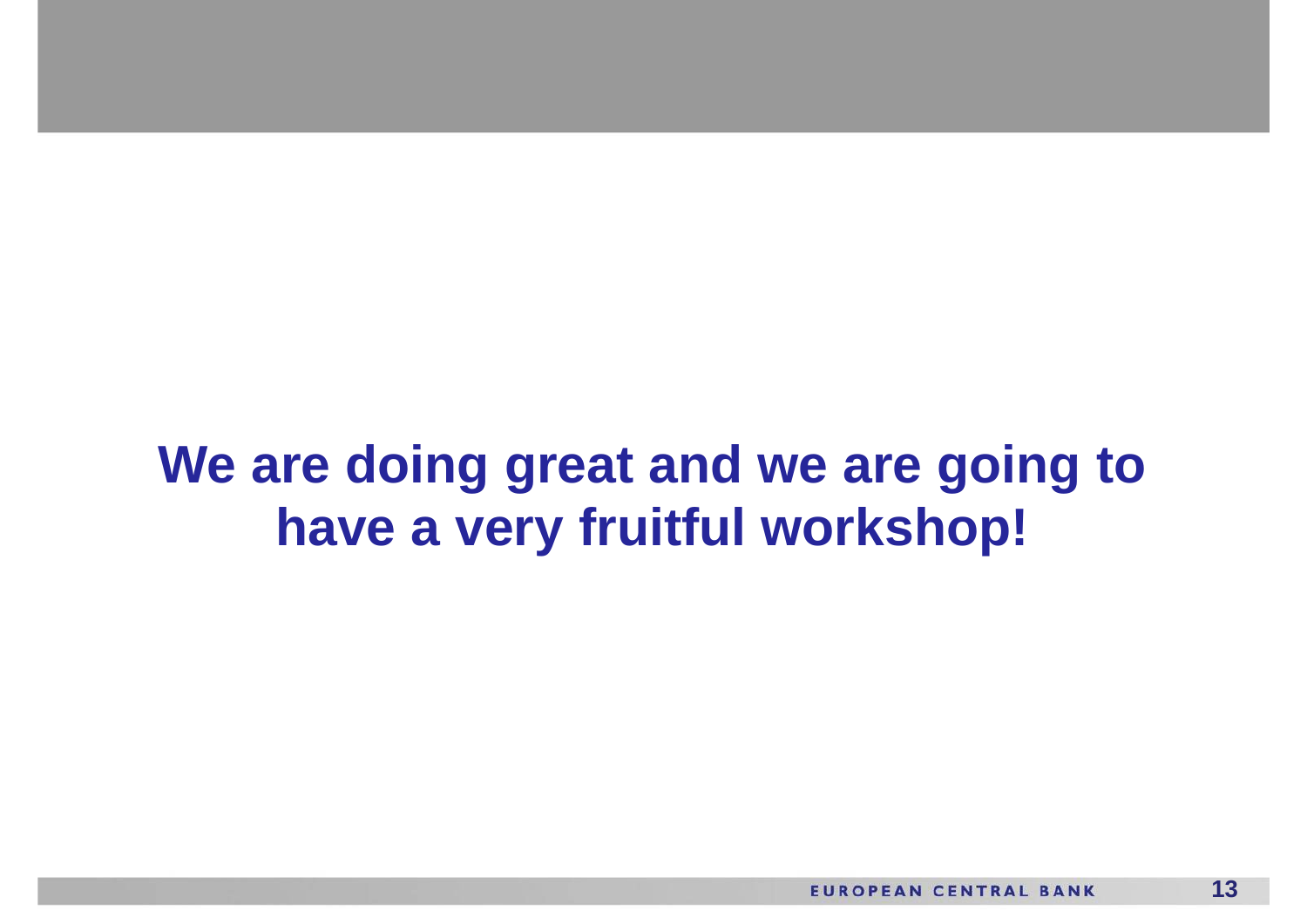**We are doing great and we are going to have a very fruitful workshop!**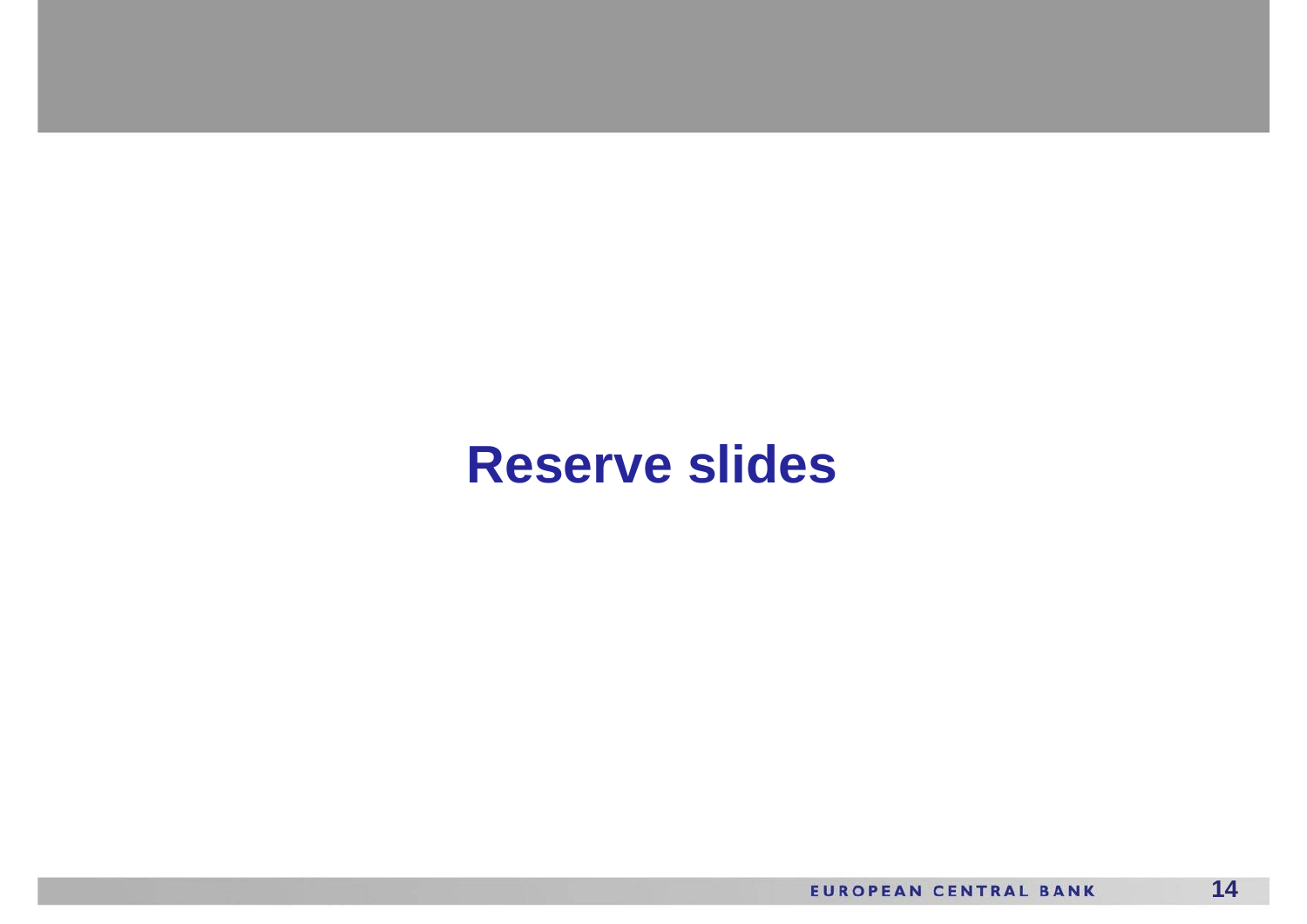# Reserve slides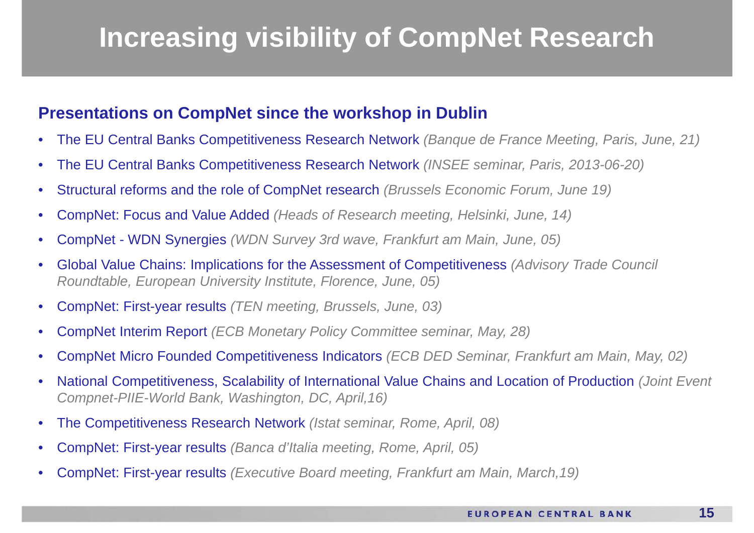# Increasing visibility of CompNet Research

## Presentations on CompNet since the workshop in Dublin

- The EU Central Banks Competitiveness Research Network *(Banque de France Meeting, Paris, June, 21)*
- The EU Central Banks Competitiveness Research Network *(INSEE seminar, Paris, 2013-06-20)*
- Structural reforms and the role of CompNet research *(Brussels Economic Forum, June 19)*
- CompNet: Focus and Value Added *(Heads of Research meeting, Helsinki, June, 14)*
- CompNet - WDN Synergies *(WDN Survey 3rd wave, Frankfurt am Main, June, 05)*
- Global Value Chains: Implications for the Assessment of Competitiveness *(Advisory Trade Council Roundtable, European University Institute, Florence, June, 05)*
- CompNet: First-year results *(TEN meeting, Brussels, June, 03)*
- CompNet Interim Report *(ECB Monetary Policy Committee seminar, May, 28)*
- CompNet Micro Founded Competitiveness Indicators *(ECB DED Seminar, Frankfurt am Main, May, 02)*
- National Competitiveness, Scalability of International Value Chains and Location of Production *(Joint Event Compnet-PIIE-World Bank, Washington, DC, April,16)*
- The Competitiveness Research Network *(Istat seminar, Rome, April, 08)*
- CompNet: First-year results *(Banca d'Italia meeting, Rome, April, 05)*
- CompNet: First-year results *(Executive Board meeting, Frankfurt am Main, March,19)*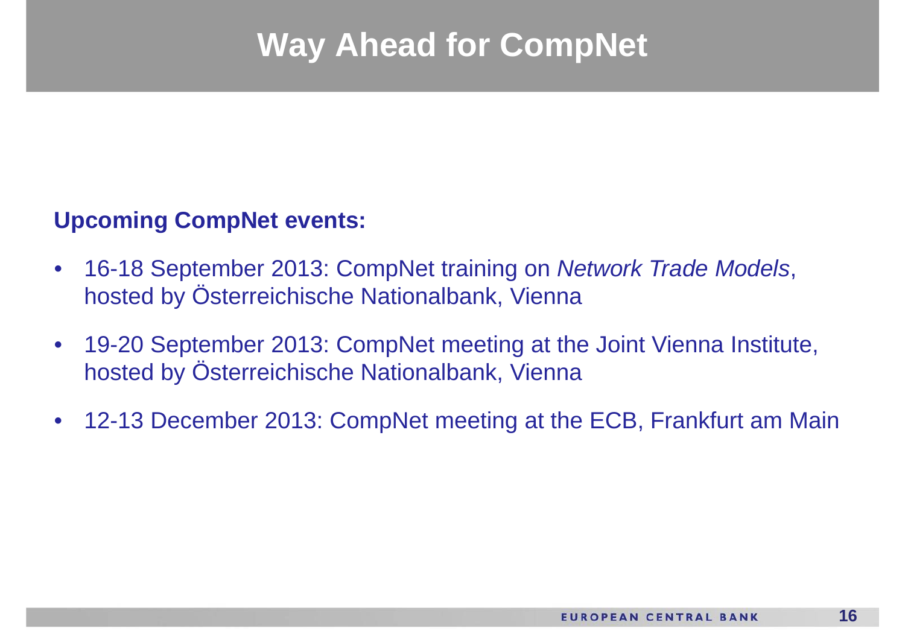# Way Ahead for CompNet

**Upcoming CompNet events:**

- 16-18 September 2013: CompNet training on *Network Trade Models*, hosted by Österreichische Nationalbank, Vienna
- 19-20 September 2013: CompNet meeting at the Joint Vienna Institute, hosted by Österreichische Nationalbank, Vienna
- 12-13 December 2013: CompNet meeting at the ECB, Frankfurt am Main